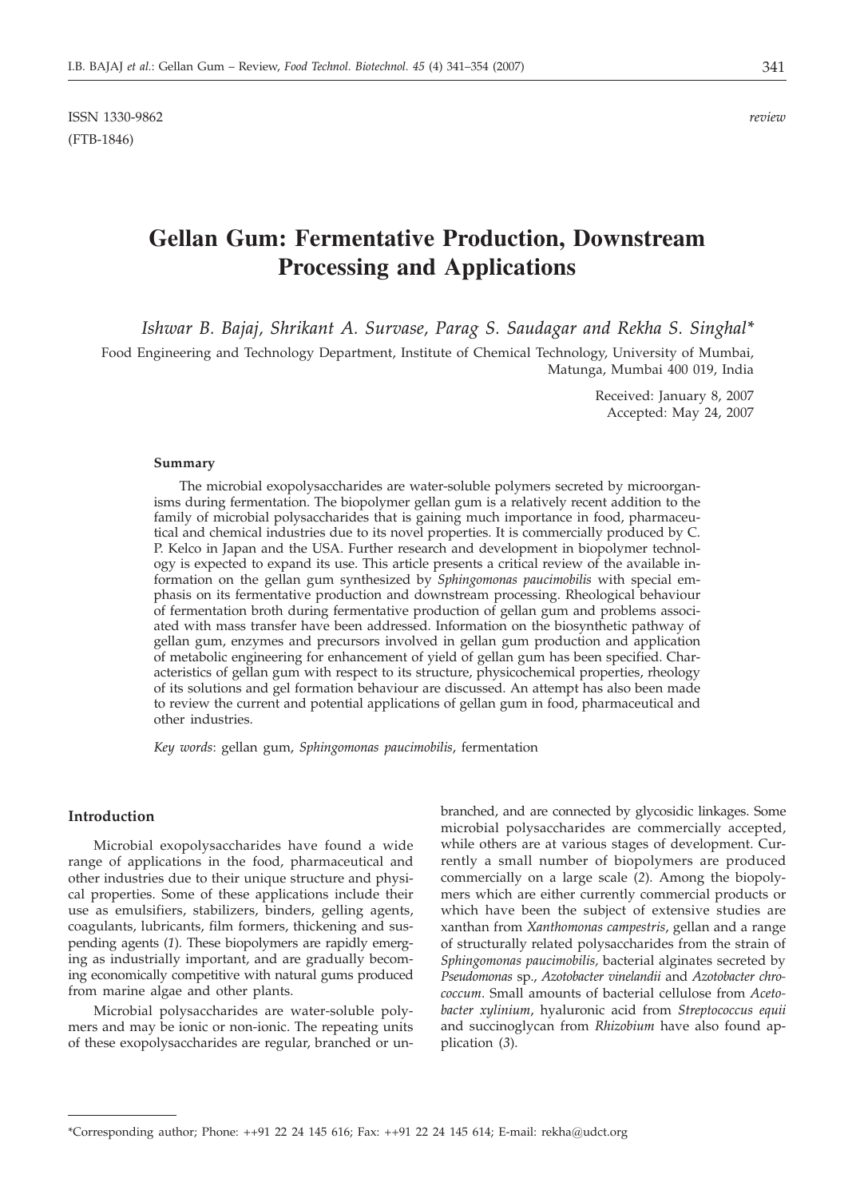ISSN 1330-9862 *review*
(FTB-1846)

# Gellan Gum: Fermentative Production, Downstream Processing and Applications

*Ishwar B. Bajaj, Shrikant A. Survase, Parag S. Saudagar and Rekha S. Singhal**

Food Engineering and Technology Department, Institute of Chemical Technology, University of Mumbai, Matunga, Mumbai 400 019, India

Received: January 8, 2007
Accepted: May 24, 2007

### Summary

The microbial exopolysaccharides are water-soluble polymers secreted by microorganisms during fermentation. The biopolymer gellan gum is a relatively recent addition to the family of microbial polysaccharides that is gaining much importance in food, pharmaceutical and chemical industries due to its novel properties. It is commercially produced by C. P. Kelco in Japan and the USA. Further research and development in biopolymer technology is expected to expand its use. This article presents a critical review of the available information on the gellan gum synthesized by *Sphingomonas paucimobilis* with special emphasis on its fermentative production and downstream processing. Rheological behaviour of fermentation broth during fermentative production of gellan gum and problems associated with mass transfer have been addressed. Information on the biosynthetic pathway of gellan gum, enzymes and precursors involved in gellan gum production and application of metabolic engineering for enhancement of yield of gellan gum has been specified. Characteristics of gellan gum with respect to its structure, physicochemical properties, rheology of its solutions and gel formation behaviour are discussed. An attempt has also been made to review the current and potential applications of gellan gum in food, pharmaceutical and other industries.

*Key words*: gellan gum, *Sphingomonas paucimobilis*, fermentation

## Introduction

Microbial exopolysaccharides have found a wide range of applications in the food, pharmaceutical and other industries due to their unique structure and physical properties. Some of these applications include their use as emulsifiers, stabilizers, binders, gelling agents, coagulants, lubricants, film formers, thickening and suspending agents (*1*). These biopolymers are rapidly emerging as industrially important, and are gradually becoming economically competitive with natural gums produced from marine algae and other plants.

Microbial polysaccharides are water-soluble polymers and may be ionic or non-ionic. The repeating units of these exopolysaccharides are regular, branched or unbranched, and are connected by glycosidic linkages. Some microbial polysaccharides are commercially accepted, while others are at various stages of development. Currently a small number of biopolymers are produced commercially on a large scale (*2*). Among the biopolymers which are either currently commercial products or which have been the subject of extensive studies are xanthan from *Xanthomonas campestris*, gellan and a range of structurally related polysaccharides from the strain of *Sphingomonas paucimobilis*, bacterial alginates secreted by *Pseudomonas* sp., *Azotobacter vinelandii* and *Azotobacter chroococcum*. Small amounts of bacterial cellulose from *Acetobacter xylinium*, hyaluronic acid from *Streptococcus equii* and succinoglycan from *Rhizobium* have also found application (*3*).

*Corresponding author; Phone: ++91 22 24 145 616; Fax: ++91 22 24 145 614; E-mail: rekha@udct.org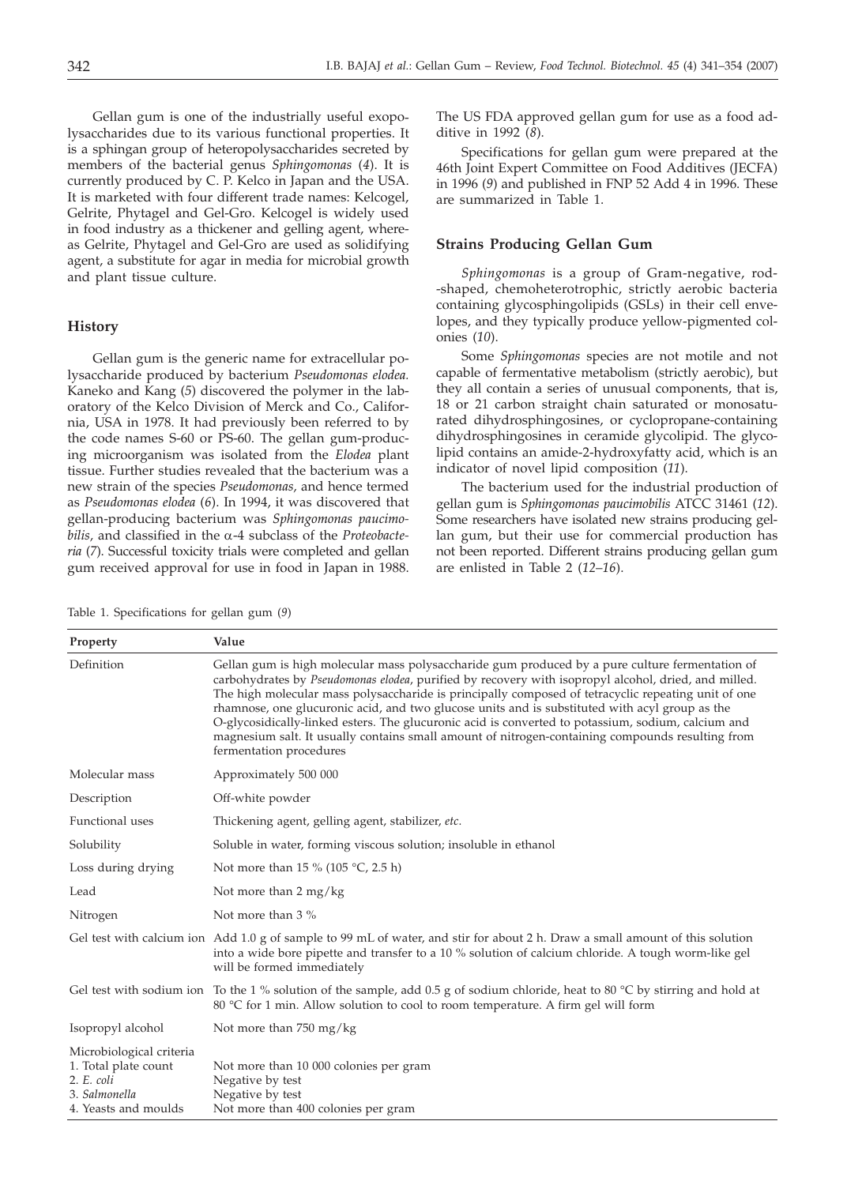Gellan gum is one of the industrially useful exopolysaccharides due to its various functional properties. It is a sphingan group of heteropolysaccharides secreted by members of the bacterial genus *Sphingomonas* (*4*). It is currently produced by C. P. Kelco in Japan and the USA. It is marketed with four different trade names: Kelcogel, Gelrite, Phytagel and Gel-Gro. Kelcogel is widely used in food industry as a thickener and gelling agent, whereas Gelrite, Phytagel and Gel-Gro are used as solidifying agent, a substitute for agar in media for microbial growth and plant tissue culture.

## History

Gellan gum is the generic name for extracellular polysaccharide produced by bacterium *Pseudomonas elodea.* Kaneko and Kang (*5*) discovered the polymer in the laboratory of the Kelco Division of Merck and Co., California, USA in 1978. It had previously been referred to by the code names S-60 or PS-60. The gellan gum-producing microorganism was isolated from the *Elodea* plant tissue. Further studies revealed that the bacterium was a new strain of the species *Pseudomonas,* and hence termed as *Pseudomonas elodea* (*6*). In 1994, it was discovered that gellan-producing bacterium was *Sphingomonas paucimobilis*, and classified in the α-4 subclass of the *Proteobacteria* (*7*). Successful toxicity trials were completed and gellan gum received approval for use in food in Japan in 1988. The US FDA approved gellan gum for use as a food additive in 1992 (*8*).

Specifications for gellan gum were prepared at the 46th Joint Expert Committee on Food Additives (JECFA) in 1996 (*9*) and published in FNP 52 Add 4 in 1996. These are summarized in Table 1.

## Strains Producing Gellan Gum

*Sphingomonas* is a group of Gram-negative, rod-shaped, chemoheterotrophic, strictly aerobic bacteria containing glycosphingolipids (GSLs) in their cell envelopes, and they typically produce yellow-pigmented colonies (*10*).

Some *Sphingomonas* species are not motile and not capable of fermentative metabolism (strictly aerobic), but they all contain a series of unusual components, that is, 18 or 21 carbon straight chain saturated or monosaturated dihydrosphingosines, or cyclopropane-containing dihydrosphingosines in ceramide glycolipid. The glycolipid contains an amide-2-hydroxyfatty acid, which is an indicator of novel lipid composition (*11*).

The bacterium used for the industrial production of gellan gum is *Sphingomonas paucimobilis* ATCC 31461 (*12*). Some researchers have isolated new strains producing gellan gum, but their use for commercial production has not been reported. Different strains producing gellan gum are enlisted in Table 2 (*12–16*).

Table 1. Specifications for gellan gum (*9*)

| Property | Value |
|---|---|
| Definition | Gellan gum is high molecular mass polysaccharide gum produced by a pure culture fermentation of carbohydrates by *Pseudomonas elodea*, purified by recovery with isopropyl alcohol, dried, and milled. The high molecular mass polysaccharide is principally composed of tetracyclic repeating unit of one rhamnose, one glucuronic acid, and two glucose units and is substituted with acyl group as the O-glycosidically-linked esters. The glucuronic acid is converted to potassium, sodium, calcium and magnesium salt. It usually contains small amount of nitrogen-containing compounds resulting from fermentation procedures |
| Molecular mass | Approximately 500 000 |
| Description | Off-white powder |
| Functional uses | Thickening agent, gelling agent, stabilizer, *etc.* |
| Solubility | Soluble in water, forming viscous solution; insoluble in ethanol |
| Loss during drying | Not more than 15 % (105 °C, 2.5 h) |
| Lead | Not more than 2 mg/kg |
| Nitrogen | Not more than 3 % |
| Gel test with calcium ion | Add 1.0 g of sample to 99 mL of water, and stir for about 2 h. Draw a small amount of this solution into a wide bore pipette and transfer to a 10 % solution of calcium chloride. A tough worm-like gel will be formed immediately |
| Gel test with sodium ion | To the 1 % solution of the sample, add 0.5 g of sodium chloride, heat to 80 °C by stirring and hold at 80 °C for 1 min. Allow solution to cool to room temperature. A firm gel will form |
| Isopropyl alcohol | Not more than 750 mg/kg |
| Microbiological criteria<br>1. Total plate count<br>2. *E. coli*<br>3. *Salmonella*<br>4. Yeasts and moulds | <br>Not more than 10 000 colonies per gram<br>Negative by test<br>Negative by test<br>Not more than 400 colonies per gram |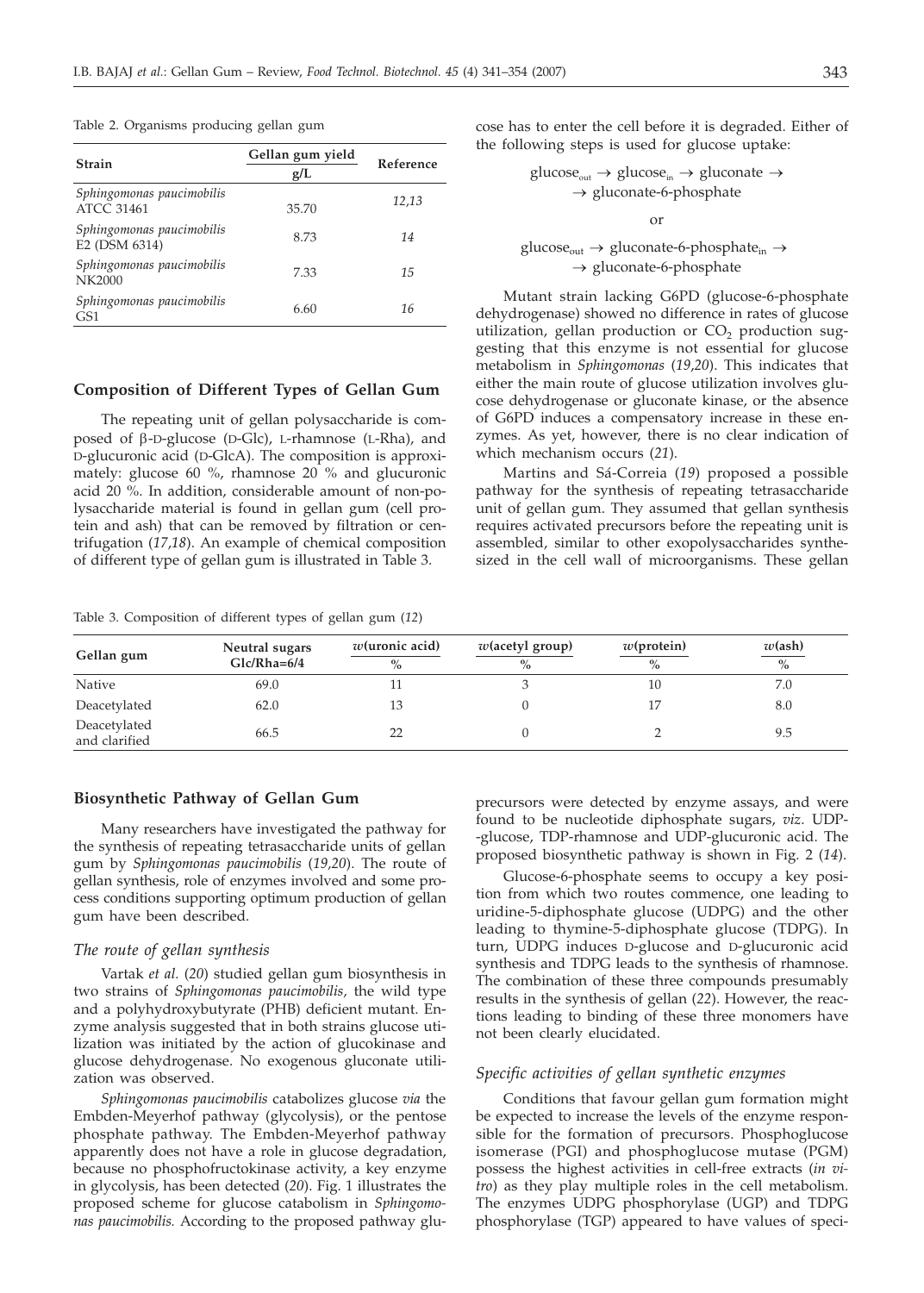Table 2. Organisms producing gellan gum

| Strain | Gellan gum yield g/L | Reference |
| --- | --- | --- |
| *Sphingomonas paucimobilis* ATCC 31461 | 35.70 | *12,13* |
| *Sphingomonas paucimobilis* E2 (DSM 6314) | 8.73 | *14* |
| *Sphingomonas paucimobilis* NK2000 | 7.33 | *15* |
| *Sphingomonas paucimobilis* GS1 | 6.60 | *16* |

## Composition of Different Types of Gellan Gum

The repeating unit of gellan polysaccharide is composed of β-D-glucose (D-Glc), L-rhamnose (L-Rha), and D-glucuronic acid (D-GlcA). The composition is approximately: glucose 60 %, rhamnose 20 % and glucuronic acid 20 %. In addition, considerable amount of non-polysaccharide material is found in gellan gum (cell protein and ash) that can be removed by filtration or centrifugation (*17,18*). An example of chemical composition of different type of gellan gum is illustrated in Table 3.

Table 3. Composition of different types of gellan gum (*12*)

| Gellan gum | Neutral sugars Glc/Rha=6/4 | $w$(uronic acid) % | $w$(acetyl group) % | $w$(protein) % | $w$(ash) % |
| --- | --- | --- | --- | --- | --- |
| Native | 69.0 | 11 | 3 | 10 | 7.0 |
| Deacetylated | 62.0 | 13 | 0 | 17 | 8.0 |
| Deacetylated and clarified | 66.5 | 22 | 0 | 2 | 9.5 |

## Biosynthetic Pathway of Gellan Gum

Many researchers have investigated the pathway for the synthesis of repeating tetrasaccharide units of gellan gum by *Sphingomonas paucimobilis* (*19,20*). The route of gellan synthesis, role of enzymes involved and some process conditions supporting optimum production of gellan gum have been described.

### *The route of gellan synthesis*

Vartak *et al.* (*20*) studied gellan gum biosynthesis in two strains of *Sphingomonas paucimobilis,* the wild type and a polyhydroxybutyrate (PHB) deficient mutant. Enzyme analysis suggested that in both strains glucose utilization was initiated by the action of glucokinase and glucose dehydrogenase. No exogenous gluconate utilization was observed.

*Sphingomonas paucimobilis* catabolizes glucose *via* the Embden-Meyerhof pathway (glycolysis), or the pentose phosphate pathway. The Embden-Meyerhof pathway apparently does not have a role in glucose degradation, because no phosphofructokinase activity, a key enzyme in glycolysis, has been detected (*20*). Fig. 1 illustrates the proposed scheme for glucose catabolism in *Sphingomonas paucimobilis.* According to the proposed pathway glucose has to enter the cell before it is degraded. Either of the following steps is used for glucose uptake:

$$\text{glucose}_{out} \rightarrow \text{glucose}_{in} \rightarrow \text{gluconate} \rightarrow \rightarrow \text{gluconate-6-phosphate}$$

or

$$\text{glucose}_{out} \rightarrow \text{gluconate-6-phosphate}_{in} \rightarrow \rightarrow \text{gluconate-6-phosphate}$$

Mutant strain lacking G6PD (glucose-6-phosphate dehydrogenase) showed no difference in rates of glucose utilization, gellan production or $CO_2$ production suggesting that this enzyme is not essential for glucose metabolism in *Sphingomonas* (*19,20*). This indicates that either the main route of glucose utilization involves glucose dehydrogenase or gluconate kinase, or the absence of G6PD induces a compensatory increase in these enzymes. As yet, however, there is no clear indication of which mechanism occurs (*21*).

Martins and Sá-Correia (*19*) proposed a possible pathway for the synthesis of repeating tetrasaccharide unit of gellan gum. They assumed that gellan synthesis requires activated precursors before the repeating unit is assembled, similar to other exopolysaccharides synthesized in the cell wall of microorganisms. These gellan precursors were detected by enzyme assays, and were found to be nucleotide diphosphate sugars, *viz.* UDP-glucose, TDP-rhamnose and UDP-glucuronic acid. The proposed biosynthetic pathway is shown in Fig. 2 (*14*).

Glucose-6-phosphate seems to occupy a key position from which two routes commence, one leading to uridine-5-diphosphate glucose (UDPG) and the other leading to thymine-5-diphosphate glucose (TDPG). In turn, UDPG induces D-glucose and D-glucuronic acid synthesis and TDPG leads to the synthesis of rhamnose. The combination of these three compounds presumably results in the synthesis of gellan (*22*). However, the reactions leading to binding of these three monomers have not been clearly elucidated.

### *Specific activities of gellan synthetic enzymes*

Conditions that favour gellan gum formation might be expected to increase the levels of the enzyme responsible for the formation of precursors. Phosphoglucose isomerase (PGI) and phosphoglucose mutase (PGM) possess the highest activities in cell-free extracts (*in vitro*) as they play multiple roles in the cell metabolism. The enzymes UDPG phosphorylase (UGP) and TDPG phosphorylase (TGP) appeared to have values of speci-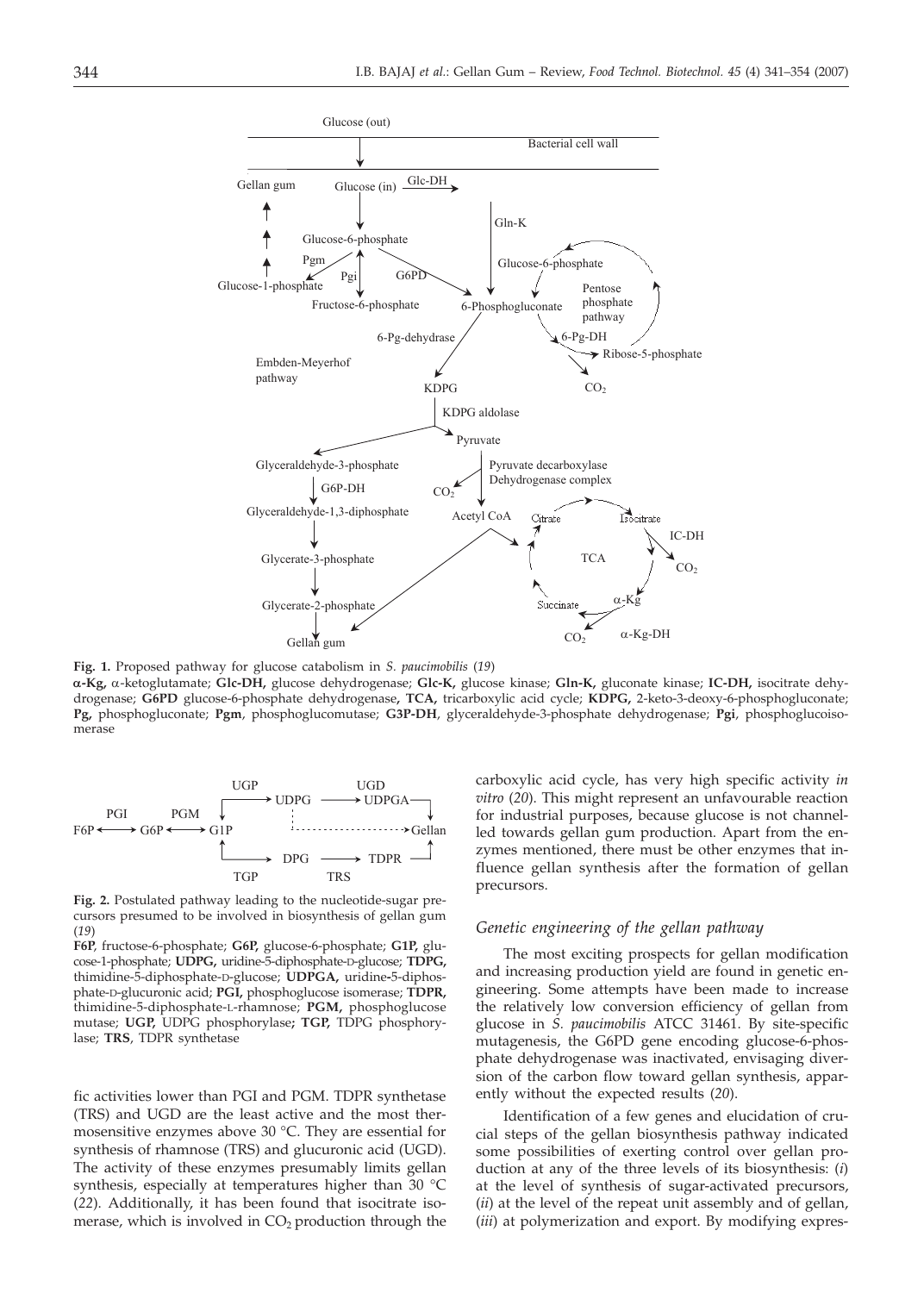**Fig. 1.** Proposed pathway for glucose catabolism in *S. paucimobilis* (*19*)

**α-Kg,** α-ketoglutamate; **Glc-DH,** glucose dehydrogenase; **Glc-K,** glucose kinase; **Gln-K,** gluconate kinase; **IC-DH,** isocitrate dehydrogenase; **G6PD** glucose-6-phosphate dehydrogenase**, TCA,** tricarboxylic acid cycle; **KDPG,** 2-keto-3-deoxy-6-phosphogluconate; **Pg,** phosphogluconate; **Pgm**, phosphoglucomutase; **G3P-DH**, glyceraldehyde-3-phosphate dehydrogenase; **Pgi**, phosphoglucoisomerase

**Fig. 2.** Postulated pathway leading to the nucleotide-sugar precursors presumed to be involved in biosynthesis of gellan gum (*19*)

**F6P**, fructose-6-phosphate; **G6P,** glucose-6-phosphate; **G1P,** glucose-1-phosphate; **UDPG,** uridine-5-diphosphate-D-glucose; **TDPG,** thimidine-5-diphosphate-D-glucose; **UDPGA,** uridine-5-diphosphate-D-glucuronic acid; **PGI,** phosphoglucose isomerase; **TDPR,** thimidine-5-diphosphate-L-rhamnose; **PGM,** phosphoglucose mutase; **UGP,** UDPG phosphorylase**; TGP,** TDPG phosphorylase; **TRS**, TDPR synthetase

fic activities lower than PGI and PGM. TDPR synthetase (TRS) and UGD are the least active and the most thermosensitive enzymes above 30 °C. They are essential for synthesis of rhamnose (TRS) and glucuronic acid (UGD). The activity of these enzymes presumably limits gellan synthesis, especially at temperatures higher than 30 °C (*22*). Additionally, it has been found that isocitrate isomerase, which is involved in $CO_2$ production through the carboxylic acid cycle, has very high specific activity *in vitro* (*20*). This might represent an unfavourable reaction for industrial purposes, because glucose is not channelled towards gellan gum production. Apart from the enzymes mentioned, there must be other enzymes that influence gellan synthesis after the formation of gellan precursors.

### *Genetic engineering of the gellan pathway*

The most exciting prospects for gellan modification and increasing production yield are found in genetic engineering. Some attempts have been made to increase the relatively low conversion efficiency of gellan from glucose in *S. paucimobilis* ATCC 31461. By site-specific mutagenesis, the G6PD gene encoding glucose-6-phosphate dehydrogenase was inactivated, envisaging diversion of the carbon flow toward gellan synthesis, apparently without the expected results (*20*).

Identification of a few genes and elucidation of crucial steps of the gellan biosynthesis pathway indicated some possibilities of exerting control over gellan production at any of the three levels of its biosynthesis: (*i*) at the level of synthesis of sugar-activated precursors, (*ii*) at the level of the repeat unit assembly and of gellan, (*iii*) at polymerization and export. By modifying expres-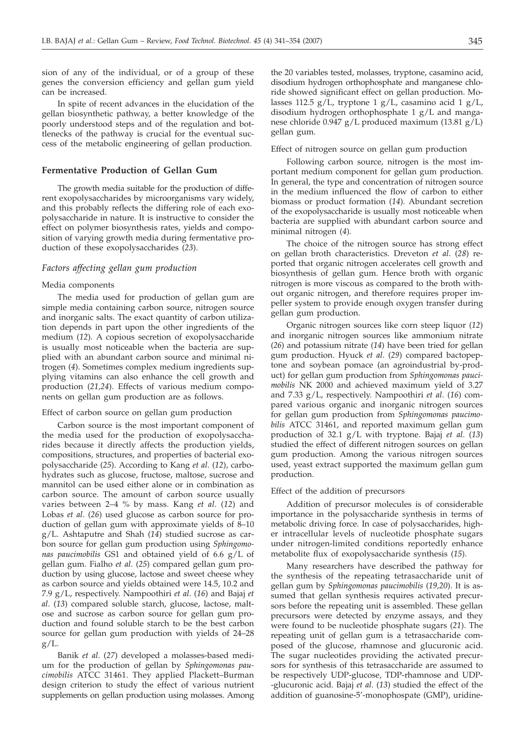sion of any of the individual, or of a group of these genes the conversion efficiency and gellan gum yield can be increased.

In spite of recent advances in the elucidation of the gellan biosynthetic pathway, a better knowledge of the poorly understood steps and of the regulation and bottlenecks of the pathway is crucial for the eventual success of the metabolic engineering of gellan production.

## Fermentative Production of Gellan Gum

The growth media suitable for the production of different exopolysaccharides by microorganisms vary widely, and this probably reflects the differing role of each exopolysaccharide in nature. It is instructive to consider the effect on polymer biosynthesis rates, yields and composition of varying growth media during fermentative production of these exopolysaccharides (*23*).

### *Factors affecting gellan gum production*

#### Media components

The media used for production of gellan gum are simple media containing carbon source, nitrogen source and inorganic salts. The exact quantity of carbon utilization depends in part upon the other ingredients of the medium (*12*). A copious secretion of exopolysaccharide is usually most noticeable when the bacteria are supplied with an abundant carbon source and minimal nitrogen (*4*). Sometimes complex medium ingredients supplying vitamins can also enhance the cell growth and production (*21,24*). Effects of various medium components on gellan gum production are as follows.

#### Effect of carbon source on gellan gum production

Carbon source is the most important component of the media used for the production of exopolysaccharides because it directly affects the production yields, compositions, structures, and properties of bacterial exopolysaccharide (*25*). According to Kang *et al*. (*12*), carbohydrates such as glucose, fructose, maltose, sucrose and mannitol can be used either alone or in combination as carbon source. The amount of carbon source usually varies between 2–4 % by mass. Kang *et al*. (*12*) and Lobas *et al*. (*26*) used glucose as carbon source for production of gellan gum with approximate yields of 8–10 g/L. Ashtaputre and Shah (*14*) studied sucrose as carbon source for gellan gum production using *Sphingomonas paucimobilis* GS1 and obtained yield of 6.6 g/L of gellan gum. Fialho *et al*. (*25*) compared gellan gum production by using glucose, lactose and sweet cheese whey as carbon source and yields obtained were 14.5, 10.2 and 7.9 g/L, respectively. Nampoothiri *et al*. (*16*) and Bajaj *et al*. (*13*) compared soluble starch, glucose, lactose, maltose and sucrose as carbon source for gellan gum production and found soluble starch to be the best carbon source for gellan gum production with yields of 24–28 g/L.

Banik *et al*. (*27*) developed a molasses-based medium for the production of gellan by *Sphingomonas paucimobilis* ATCC 31461. They applied Plackett–Burman design criterion to study the effect of various nutrient supplements on gellan production using molasses. Among the 20 variables tested, molasses, tryptone, casamino acid, disodium hydrogen orthophosphate and manganese chloride showed significant effect on gellan production. Molasses 112.5 g/L, tryptone 1 g/L, casamino acid 1 g/L, disodium hydrogen orthophosphate 1 g/L and manganese chloride 0.947 g/L produced maximum (13.81 g/L) gellan gum.

#### Effect of nitrogen source on gellan gum production

Following carbon source, nitrogen is the most important medium component for gellan gum production. In general, the type and concentration of nitrogen source in the medium influenced the flow of carbon to either biomass or product formation (*14*). Abundant secretion of the exopolysaccharide is usually most noticeable when bacteria are supplied with abundant carbon source and minimal nitrogen (*4*).

The choice of the nitrogen source has strong effect on gellan broth characteristics. Dreveton *et al*. (*28*) reported that organic nitrogen accelerates cell growth and biosynthesis of gellan gum. Hence broth with organic nitrogen is more viscous as compared to the broth without organic nitrogen, and therefore requires proper impeller system to provide enough oxygen transfer during gellan gum production.

Organic nitrogen sources like corn steep liquor (*12*) and inorganic nitrogen sources like ammonium nitrate (*26*) and potassium nitrate (*14*) have been tried for gellan gum production. Hyuck *et al*. (*29*) compared bactopeptone and soybean pomace (an agroindustrial by-product) for gellan gum production from *Sphingomonas paucimobilis* NK 2000 and achieved maximum yield of 3.27 and 7.33 g/L, respectively. Nampoothiri *et al*. (*16*) compared various organic and inorganic nitrogen sources for gellan gum production from *Sphingomonas paucimobilis* ATCC 31461, and reported maximum gellan gum production of 32.1 g/L with tryptone. Bajaj *et al*. (*13*) studied the effect of different nitrogen sources on gellan gum production. Among the various nitrogen sources used, yeast extract supported the maximum gellan gum production.

#### Effect of the addition of precursors

Addition of precursor molecules is of considerable importance in the polysaccharide synthesis in terms of metabolic driving force. In case of polysaccharides, higher intracellular levels of nucleotide phosphate sugars under nitrogen-limited conditions reportedly enhance metabolite flux of exopolysaccharide synthesis (*15*).

Many researchers have described the pathway for the synthesis of the repeating tetrasaccharide unit of gellan gum by *Sphingomonas paucimobilis* (*19,20*). It is assumed that gellan synthesis requires activated precursors before the repeating unit is assembled. These gellan precursors were detected by enzyme assays, and they were found to be nucleotide phosphate sugars (*21*). The repeating unit of gellan gum is a tetrasaccharide composed of the glucose, rhamnose and glucuronic acid. The sugar nucleotides providing the activated precursors for synthesis of this tetrasaccharide are assumed to be respectively UDP-glucose, TDP-rhamnose and UDP-glucuronic acid. Bajaj *et al*. (*13*) studied the effect of the addition of guanosine-5'-monophospate (GMP), uridine-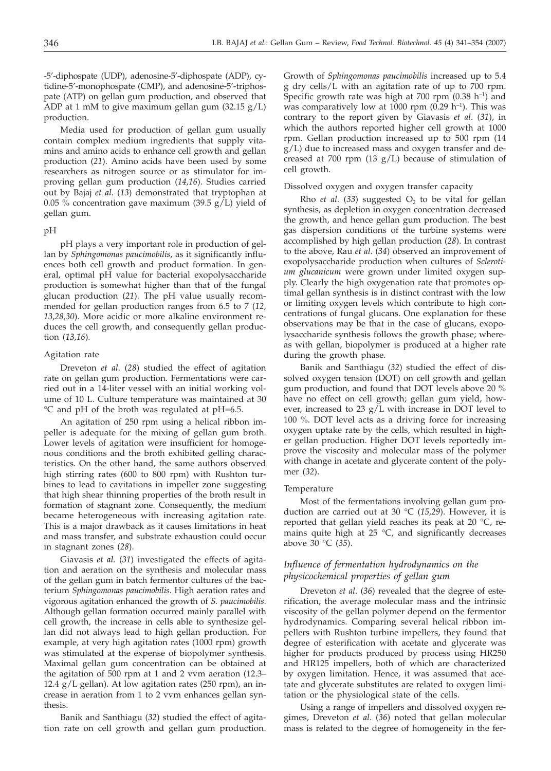-5′-diphospate (UDP), adenosine-5′-diphospate (ADP), cytidine-5′-monophospate (CMP), and adenosine-5′-triphospate (ATP) on gellan gum production, and observed that ADP at 1 mM to give maximum gellan gum (32.15 g/L) production.

Media used for production of gellan gum usually contain complex medium ingredients that supply vitamins and amino acids to enhance cell growth and gellan production (*21*). Amino acids have been used by some researchers as nitrogen source or as stimulator for improving gellan gum production (*14,16*). Studies carried out by Bajaj *et al*. (*13*) demonstrated that tryptophan at 0.05 % concentration gave maximum (39.5 g/L) yield of gellan gum.

### pH

pH plays a very important role in production of gellan by *Sphingomonas paucimobilis*, as it significantly influences both cell growth and product formation. In general, optimal pH value for bacterial exopolysaccharide production is somewhat higher than that of the fungal glucan production (*21*). The pH value usually recommended for gellan production ranges from 6.5 to 7 (*12, 13,28,30*). More acidic or more alkaline environment reduces the cell growth, and consequently gellan production (*13,16*).

### Agitation rate

Dreveton *et al*. (*28*) studied the effect of agitation rate on gellan gum production. Fermentations were carried out in a 14-liter vessel with an initial working volume of 10 L. Culture temperature was maintained at 30 °C and pH of the broth was regulated at pH=6.5.

An agitation of 250 rpm using a helical ribbon impeller is adequate for the mixing of gellan gum broth. Lower levels of agitation were insufficient for homogenous conditions and the broth exhibited gelling characteristics. On the other hand, the same authors observed high stirring rates (600 to 800 rpm) with Rushton turbines to lead to cavitations in impeller zone suggesting that high shear thinning properties of the broth result in formation of stagnant zone. Consequently, the medium became heterogeneous with increasing agitation rate. This is a major drawback as it causes limitations in heat and mass transfer, and substrate exhaustion could occur in stagnant zones (*28*).

Giavasis *et al*. (*31*) investigated the effects of agitation and aeration on the synthesis and molecular mass of the gellan gum in batch fermentor cultures of the bacterium *Sphingomonas paucimobilis.* High aeration rates and vigorous agitation enhanced the growth of *S. paucimobilis.* Although gellan formation occurred mainly parallel with cell growth, the increase in cells able to synthesize gellan did not always lead to high gellan production. For example, at very high agitation rates (1000 rpm) growth was stimulated at the expense of biopolymer synthesis. Maximal gellan gum concentration can be obtained at the agitation of 500 rpm at 1 and 2 vvm aeration (12.3–12.4 g/L gellan). At low agitation rates (250 rpm), an increase in aeration from 1 to 2 vvm enhances gellan synthesis.

Banik and Santhiagu (*32*) studied the effect of agitation rate on cell growth and gellan gum production. Growth of *Sphingomonas paucimobilis* increased up to 5.4 g dry cells/L with an agitation rate of up to 700 rpm. Specific growth rate was high at 700 rpm (0.38 $h^{-1}$) and was comparatively low at 1000 rpm (0.29 $h^{-1}$). This was contrary to the report given by Giavasis *et al*. (*31*), in which the authors reported higher cell growth at 1000 rpm. Gellan production increased up to 500 rpm (14 g/L) due to increased mass and oxygen transfer and decreased at 700 rpm (13 g/L) because of stimulation of cell growth.

### Dissolved oxygen and oxygen transfer capacity

Rho *et al*. (*33*) suggested $O_2$ to be vital for gellan synthesis, as depletion in oxygen concentration decreased the growth, and hence gellan gum production. The best gas dispersion conditions of the turbine systems were accomplished by high gellan production (*28*). In contrast to the above, Rau *et al*. (*34*) observed an improvement of exopolysaccharide production when cultures of *Sclerotium glucanicum* were grown under limited oxygen supply. Clearly the high oxygenation rate that promotes optimal gellan synthesis is in distinct contrast with the low or limiting oxygen levels which contribute to high concentrations of fungal glucans. One explanation for these observations may be that in the case of glucans, exopolysaccharide synthesis follows the growth phase; whereas with gellan, biopolymer is produced at a higher rate during the growth phase.

Banik and Santhiagu (*32*) studied the effect of dissolved oxygen tension (DOT) on cell growth and gellan gum production, and found that DOT levels above 20 % have no effect on cell growth; gellan gum yield, however, increased to 23 g/L with increase in DOT level to 100 %. DOT level acts as a driving force for increasing oxygen uptake rate by the cells, which resulted in higher gellan production. Higher DOT levels reportedly improve the viscosity and molecular mass of the polymer with change in acetate and glycerate content of the polymer (*32*).

### Temperature

Most of the fermentations involving gellan gum production are carried out at 30 °C (*15,29*). However, it is reported that gellan yield reaches its peak at 20 °C, remains quite high at 25 °C, and significantly decreases above 30 °C (*35*).

## *Influence of fermentation hydrodynamics on the physicochemical properties of gellan gum*

Dreveton *et al*. (*36*) revealed that the degree of esterification, the average molecular mass and the intrinsic viscosity of the gellan polymer depend on the fermentor hydrodynamics. Comparing several helical ribbon impellers with Rushton turbine impellers, they found that degree of esterification with acetate and glycerate was higher for products produced by process using HR250 and HR125 impellers, both of which are characterized by oxygen limitation. Hence, it was assumed that acetate and glycerate substitutes are related to oxygen limitation or the physiological state of the cells.

Using a range of impellers and dissolved oxygen regimes, Dreveton *et al*. (*36*) noted that gellan molecular mass is related to the degree of homogeneity in the fer-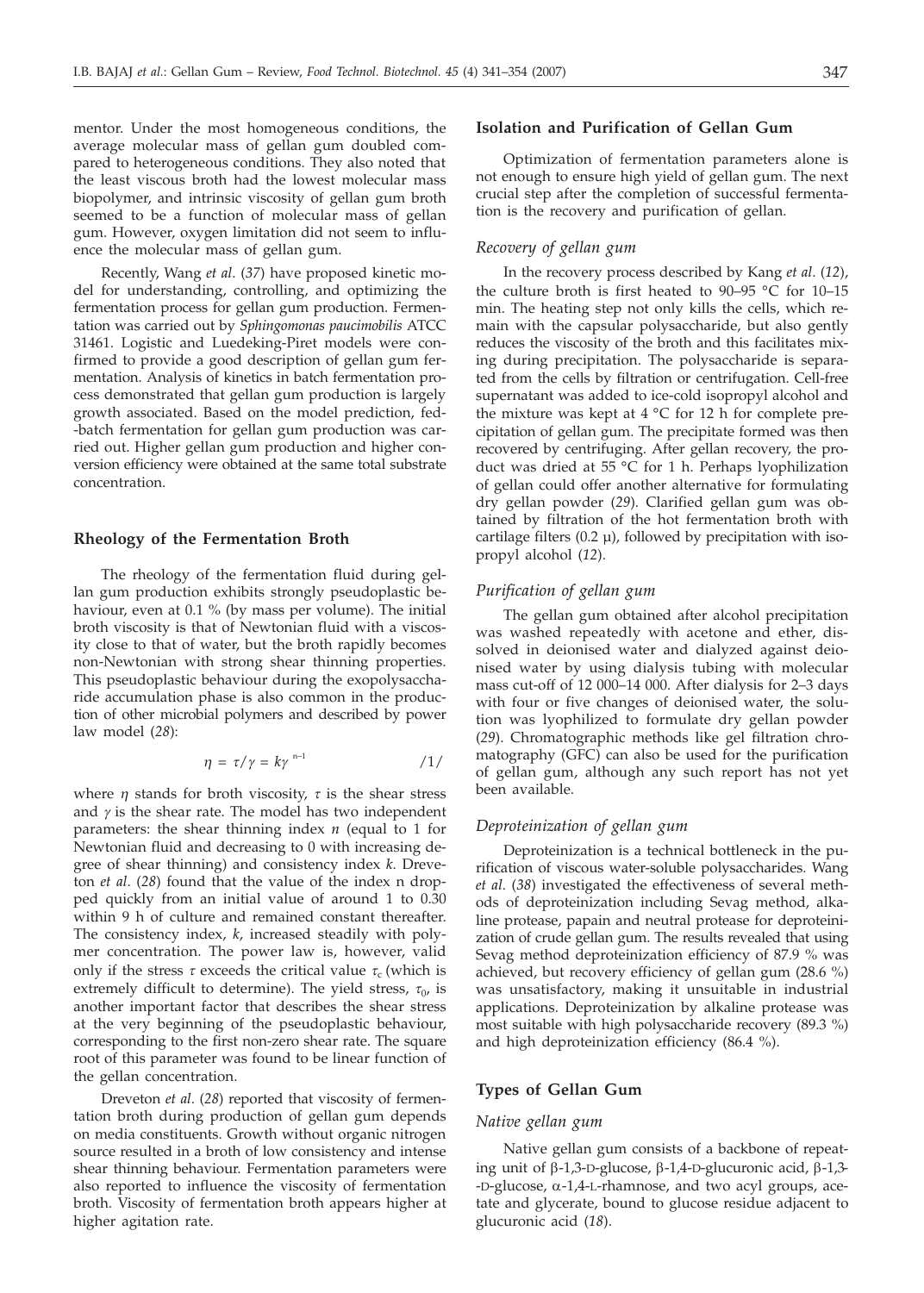mentor. Under the most homogeneous conditions, the average molecular mass of gellan gum doubled compared to heterogeneous conditions. They also noted that the least viscous broth had the lowest molecular mass biopolymer, and intrinsic viscosity of gellan gum broth seemed to be a function of molecular mass of gellan gum. However, oxygen limitation did not seem to influence the molecular mass of gellan gum.

Recently, Wang *et al.* (*37*) have proposed kinetic model for understanding, controlling, and optimizing the fermentation process for gellan gum production. Fermentation was carried out by *Sphingomonas paucimobilis* ATCC 31461. Logistic and Luedeking-Piret models were confirmed to provide a good description of gellan gum fermentation. Analysis of kinetics in batch fermentation process demonstrated that gellan gum production is largely growth associated. Based on the model prediction, fed-batch fermentation for gellan gum production was carried out. Higher gellan gum production and higher conversion efficiency were obtained at the same total substrate concentration.

## Rheology of the Fermentation Broth

The rheology of the fermentation fluid during gellan gum production exhibits strongly pseudoplastic behaviour, even at 0.1 % (by mass per volume). The initial broth viscosity is that of Newtonian fluid with a viscosity close to that of water, but the broth rapidly becomes non-Newtonian with strong shear thinning properties. This pseudoplastic behaviour during the exopolysaccharide accumulation phase is also common in the production of other microbial polymers and described by power law model (*28*):

$$\eta = \tau/\gamma = k\gamma^{\,n-1} \qquad /1/$$

where $\eta$ stands for broth viscosity, $\tau$ is the shear stress and $\gamma$ is the shear rate. The model has two independent parameters: the shear thinning index $n$ (equal to 1 for Newtonian fluid and decreasing to 0 with increasing degree of shear thinning) and consistency index $k$. Dreveton *et al.* (*28*) found that the value of the index n dropped quickly from an initial value of around 1 to 0.30 within 9 h of culture and remained constant thereafter. The consistency index, $k$, increased steadily with polymer concentration. The power law is, however, valid only if the stress $\tau$ exceeds the critical value $\tau_c$ (which is extremely difficult to determine). The yield stress, $\tau_0$, is another important factor that describes the shear stress at the very beginning of the pseudoplastic behaviour, corresponding to the first non-zero shear rate. The square root of this parameter was found to be linear function of the gellan concentration.

Dreveton *et al.* (*28*) reported that viscosity of fermentation broth during production of gellan gum depends on media constituents. Growth without organic nitrogen source resulted in a broth of low consistency and intense shear thinning behaviour. Fermentation parameters were also reported to influence the viscosity of fermentation broth. Viscosity of fermentation broth appears higher at higher agitation rate.

## Isolation and Purification of Gellan Gum

Optimization of fermentation parameters alone is not enough to ensure high yield of gellan gum. The next crucial step after the completion of successful fermentation is the recovery and purification of gellan.

### *Recovery of gellan gum*

In the recovery process described by Kang *et al.* (*12*), the culture broth is first heated to 90–95 °C for 10–15 min. The heating step not only kills the cells, which remain with the capsular polysaccharide, but also gently reduces the viscosity of the broth and this facilitates mixing during precipitation. The polysaccharide is separated from the cells by filtration or centrifugation. Cell-free supernatant was added to ice-cold isopropyl alcohol and the mixture was kept at 4 °C for 12 h for complete precipitation of gellan gum. The precipitate formed was then recovered by centrifuging. After gellan recovery, the product was dried at 55 °C for 1 h. Perhaps lyophilization of gellan could offer another alternative for formulating dry gellan powder (*29*). Clarified gellan gum was obtained by filtration of the hot fermentation broth with cartilage filters (0.2 µ), followed by precipitation with isopropyl alcohol (*12*).

### *Purification of gellan gum*

The gellan gum obtained after alcohol precipitation was washed repeatedly with acetone and ether, dissolved in deionised water and dialyzed against deionised water by using dialysis tubing with molecular mass cut-off of 12 000–14 000. After dialysis for 2–3 days with four or five changes of deionised water, the solution was lyophilized to formulate dry gellan powder (*29*). Chromatographic methods like gel filtration chromatography (GFC) can also be used for the purification of gellan gum, although any such report has not yet been available.

### *Deproteinization of gellan gum*

Deproteinization is a technical bottleneck in the purification of viscous water-soluble polysaccharides. Wang *et al.* (*38*) investigated the effectiveness of several methods of deproteinization including Sevag method, alkaline protease, papain and neutral protease for deproteinization of crude gellan gum. The results revealed that using Sevag method deproteinization efficiency of 87.9 % was achieved, but recovery efficiency of gellan gum (28.6 %) was unsatisfactory, making it unsuitable in industrial applications. Deproteinization by alkaline protease was most suitable with high polysaccharide recovery (89.3 %) and high deproteinization efficiency (86.4 %).

## Types of Gellan Gum

### *Native gellan gum*

Native gellan gum consists of a backbone of repeating unit of β-1,3-D-glucose, β-1,4-D-glucuronic acid, β-1,3-D-glucose, α-1,4-L-rhamnose, and two acyl groups, acetate and glycerate, bound to glucose residue adjacent to glucuronic acid (*18*).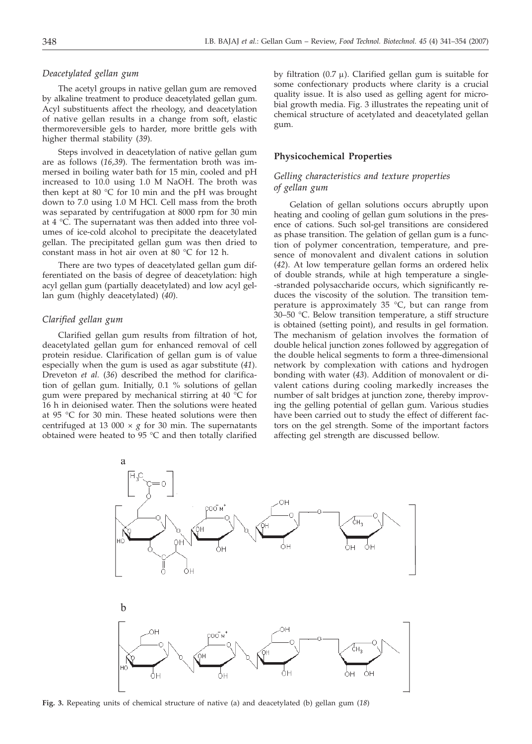### *Deacetylated gellan gum*

The acetyl groups in native gellan gum are removed by alkaline treatment to produce deacetylated gellan gum. Acyl substituents affect the rheology, and deacetylation of native gellan results in a change from soft, elastic thermoreversible gels to harder, more brittle gels with higher thermal stability (*39*).

Steps involved in deacetylation of native gellan gum are as follows (*16,39*). The fermentation broth was immersed in boiling water bath for 15 min, cooled and pH increased to 10.0 using 1.0 M NaOH. The broth was then kept at 80 °C for 10 min and the pH was brought down to 7.0 using 1.0 M HCl. Cell mass from the broth was separated by centrifugation at 8000 rpm for 30 min at 4 °C. The supernatant was then added into three volumes of ice-cold alcohol to precipitate the deacetylated gellan. The precipitated gellan gum was then dried to constant mass in hot air oven at 80 °C for 12 h.

There are two types of deacetylated gellan gum differentiated on the basis of degree of deacetylation: high acyl gellan gum (partially deacetylated) and low acyl gellan gum (highly deacetylated) (*40*).

### *Clarified gellan gum*

Clarified gellan gum results from filtration of hot, deacetylated gellan gum for enhanced removal of cell protein residue. Clarification of gellan gum is of value especially when the gum is used as agar substitute (*41*). Dreveton *et al.* (*36*) described the method for clarification of gellan gum. Initially, 0.1 % solutions of gellan gum were prepared by mechanical stirring at 40 °C for 16 h in deionised water. Then the solutions were heated at 95 °C for 30 min. These heated solutions were then centrifuged at 13 000 × *g* for 30 min. The supernatants obtained were heated to 95 °C and then totally clarified by filtration (0.7 μ). Clarified gellan gum is suitable for some confectionary products where clarity is a crucial quality issue. It is also used as gelling agent for microbial growth media. Fig. 3 illustrates the repeating unit of chemical structure of acetylated and deacetylated gellan gum.

## Physicochemical Properties

### *Gelling characteristics and texture properties of gellan gum*

Gelation of gellan solutions occurs abruptly upon heating and cooling of gellan gum solutions in the presence of cations. Such sol-gel transitions are considered as phase transition. The gelation of gellan gum is a function of polymer concentration, temperature, and presence of monovalent and divalent cations in solution (*42*). At low temperature gellan forms an ordered helix of double strands, while at high temperature a single-stranded polysaccharide occurs, which significantly reduces the viscosity of the solution. The transition temperature is approximately 35 °C, but can range from 30–50 °C. Below transition temperature, a stiff structure is obtained (setting point), and results in gel formation. The mechanism of gelation involves the formation of double helical junction zones followed by aggregation of the double helical segments to form a three-dimensional network by complexation with cations and hydrogen bonding with water (*43*). Addition of monovalent or divalent cations during cooling markedly increases the number of salt bridges at junction zone, thereby improving the gelling potential of gellan gum. Various studies have been carried out to study the effect of different factors on the gel strength. Some of the important factors affecting gel strength are discussed bellow.

**Fig. 3.** Repeating units of chemical structure of native (a) and deacetylated (b) gellan gum (*18*)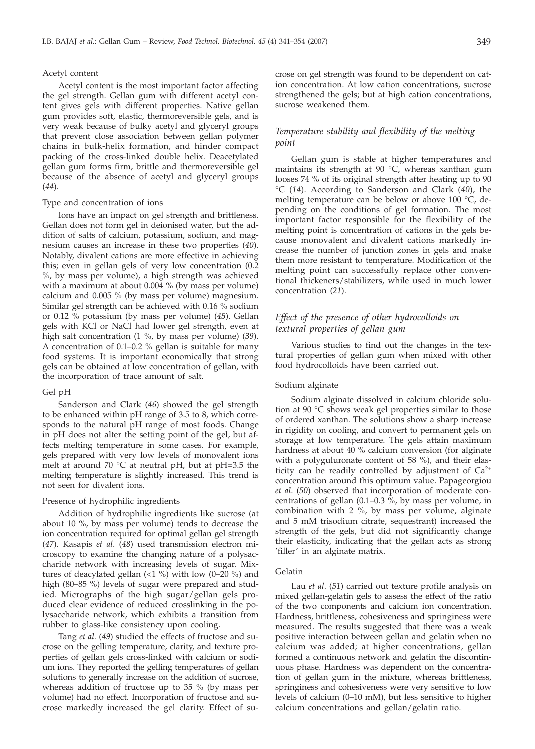#### Acetyl content

Acetyl content is the most important factor affecting the gel strength. Gellan gum with different acetyl content gives gels with different properties. Native gellan gum provides soft, elastic, thermoreversible gels, and is very weak because of bulky acetyl and glyceryl groups that prevent close association between gellan polymer chains in bulk-helix formation, and hinder compact packing of the cross-linked double helix. Deacetylated gellan gum forms firm, brittle and thermoreversible gel because of the absence of acetyl and glyceryl groups (*44*).

#### Type and concentration of ions

Ions have an impact on gel strength and brittleness. Gellan does not form gel in deionised water, but the addition of salts of calcium, potassium, sodium, and magnesium causes an increase in these two properties (*40*). Notably, divalent cations are more effective in achieving this; even in gellan gels of very low concentration (0.2 %, by mass per volume), a high strength was achieved with a maximum at about 0.004 % (by mass per volume) calcium and 0.005 % (by mass per volume) magnesium. Similar gel strength can be achieved with 0.16 % sodium or 0.12 % potassium (by mass per volume) (*45*). Gellan gels with KCl or NaCl had lower gel strength, even at high salt concentration (1 %, by mass per volume) (*39*). A concentration of 0.1–0.2 % gellan is suitable for many food systems. It is important economically that strong gels can be obtained at low concentration of gellan, with the incorporation of trace amount of salt.

#### Gel pH

Sanderson and Clark (*46*) showed the gel strength to be enhanced within pH range of 3.5 to 8, which corresponds to the natural pH range of most foods. Change in pH does not alter the setting point of the gel, but affects melting temperature in some cases. For example, gels prepared with very low levels of monovalent ions melt at around 70 °C at neutral pH, but at pH=3.5 the melting temperature is slightly increased. This trend is not seen for divalent ions.

#### Presence of hydrophilic ingredients

Addition of hydrophilic ingredients like sucrose (at about 10 %, by mass per volume) tends to decrease the ion concentration required for optimal gellan gel strength (*47*). Kasapis *et al.* (*48*) used transmission electron microscopy to examine the changing nature of a polysaccharide network with increasing levels of sugar. Mixtures of deacylated gellan (<1 %) with low (0–20 %) and high (80–85 %) levels of sugar were prepared and studied. Micrographs of the high sugar/gellan gels produced clear evidence of reduced crosslinking in the polysaccharide network, which exhibits a transition from rubber to glass-like consistency upon cooling.

Tang *et al.* (*49*) studied the effects of fructose and sucrose on the gelling temperature, clarity, and texture properties of gellan gels cross-linked with calcium or sodium ions. They reported the gelling temperatures of gellan solutions to generally increase on the addition of sucrose, whereas addition of fructose up to 35 % (by mass per volume) had no effect. Incorporation of fructose and sucrose markedly increased the gel clarity. Effect of sucrose on gel strength was found to be dependent on cation concentration. At low cation concentrations, sucrose strengthened the gels; but at high cation concentrations, sucrose weakened them.

### *Temperature stability and flexibility of the melting point*

Gellan gum is stable at higher temperatures and maintains its strength at 90 °C, whereas xanthan gum looses 74 % of its original strength after heating up to 90 °C (*14*). According to Sanderson and Clark (*40*), the melting temperature can be below or above 100 °C, depending on the conditions of gel formation. The most important factor responsible for the flexibility of the melting point is concentration of cations in the gels because monovalent and divalent cations markedly increase the number of junction zones in gels and make them more resistant to temperature. Modification of the melting point can successfully replace other conventional thickeners/stabilizers, while used in much lower concentration (*21*).

### *Effect of the presence of other hydrocolloids on textural properties of gellan gum*

Various studies to find out the changes in the textural properties of gellan gum when mixed with other food hydrocolloids have been carried out.

#### Sodium alginate

Sodium alginate dissolved in calcium chloride solution at 90 °C shows weak gel properties similar to those of ordered xanthan. The solutions show a sharp increase in rigidity on cooling, and convert to permanent gels on storage at low temperature. The gels attain maximum hardness at about 40 % calcium conversion (for alginate with a polyguluronate content of 58 %), and their elasticity can be readily controlled by adjustment of $Ca^{2+}$ concentration around this optimum value. Papageorgiou *et al.* (*50*) observed that incorporation of moderate concentrations of gellan (0.1–0.3 %, by mass per volume, in combination with 2 %, by mass per volume, alginate and 5 mM trisodium citrate, sequestrant) increased the strength of the gels, but did not significantly change their elasticity, indicating that the gellan acts as strong 'filler' in an alginate matrix.

#### Gelatin

Lau *et al.* (*51*) carried out texture profile analysis on mixed gellan-gelatin gels to assess the effect of the ratio of the two components and calcium ion concentration. Hardness, brittleness, cohesiveness and springiness were measured. The results suggested that there was a weak positive interaction between gellan and gelatin when no calcium was added; at higher concentrations, gellan formed a continuous network and gelatin the discontinuous phase. Hardness was dependent on the concentration of gellan gum in the mixture, whereas brittleness, springiness and cohesiveness were very sensitive to low levels of calcium (0–10 mM), but less sensitive to higher calcium concentrations and gellan/gelatin ratio.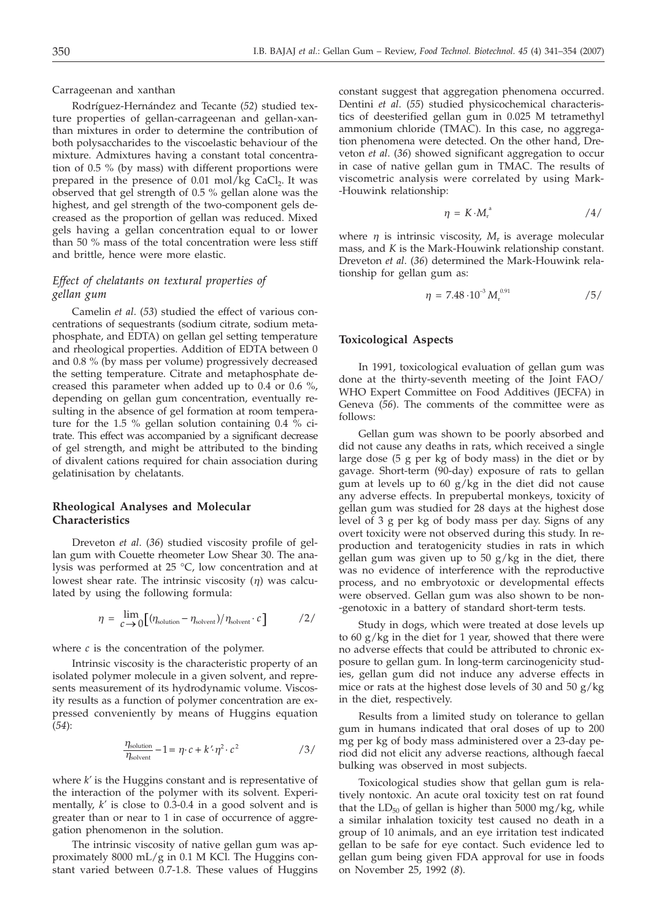Carrageenan and xanthan

Rodríguez-Hernández and Tecante (*52*) studied texture properties of gellan-carrageenan and gellan-xanthan mixtures in order to determine the contribution of both polysaccharides to the viscoelastic behaviour of the mixture. Admixtures having a constant total concentration of 0.5 % (by mass) with different proportions were prepared in the presence of 0.01 mol/kg $CaCl_2$. It was observed that gel strength of 0.5 % gellan alone was the highest, and gel strength of the two-component gels decreased as the proportion of gellan was reduced. Mixed gels having a gellan concentration equal to or lower than 50 % mass of the total concentration were less stiff and brittle, hence were more elastic.

### *Effect of chelatants on textural properties of gellan gum*

Camelin *et al*. (*53*) studied the effect of various concentrations of sequestrants (sodium citrate, sodium metaphosphate, and EDTA) on gellan gel setting temperature and rheological properties. Addition of EDTA between 0 and 0.8 % (by mass per volume) progressively decreased the setting temperature. Citrate and metaphosphate decreased this parameter when added up to 0.4 or 0.6 %, depending on gellan gum concentration, eventually resulting in the absence of gel formation at room temperature for the 1.5 % gellan solution containing 0.4 % citrate. This effect was accompanied by a significant decrease of gel strength, and might be attributed to the binding of divalent cations required for chain association during gelatinisation by chelatants.

## Rheological Analyses and Molecular Characteristics

Dreveton *et al*. (*36*) studied viscosity profile of gellan gum with Couette rheometer Low Shear 30. The analysis was performed at 25 °C, low concentration and at lowest shear rate. The intrinsic viscosity ($\eta$) was calculated by using the following formula:

$$\eta = \lim_{c \to 0}\left[(\eta_{\text{solution}} - \eta_{\text{solvent}})/\eta_{\text{solvent}} \cdot c\right] \qquad /2/$$

where $c$ is the concentration of the polymer.

Intrinsic viscosity is the characteristic property of an isolated polymer molecule in a given solvent, and represents measurement of its hydrodynamic volume. Viscosity results as a function of polymer concentration are expressed conveniently by means of Huggins equation (*54*):

$$\frac{\eta_{\text{solution}}}{\eta_{\text{solvent}}} - 1 = \eta \cdot c + k' \cdot \eta^2 \cdot c^2 \qquad /3/$$

where $k'$ is the Huggins constant and is representative of the interaction of the polymer with its solvent. Experimentally, $k'$ is close to 0.3-0.4 in a good solvent and is greater than or near to 1 in case of occurrence of aggregation phenomenon in the solution.

The intrinsic viscosity of native gellan gum was approximately 8000 mL/g in 0.1 M KCl. The Huggins constant varied between 0.7-1.8. These values of Huggins constant suggest that aggregation phenomena occurred. Dentini *et al*. (*55*) studied physicochemical characteristics of deesterified gellan gum in 0.025 M tetramethyl ammonium chloride (TMAC). In this case, no aggregation phenomena were detected. On the other hand, Dreveton *et al*. (*36*) showed significant aggregation to occur in case of native gellan gum in TMAC. The results of viscometric analysis were correlated by using Mark-Houwink relationship:

$$\eta = K \cdot M_r^{a} \qquad /4/$$

where $\eta$ is intrinsic viscosity, $M_r$ is average molecular mass, and $K$ is the Mark-Houwink relationship constant. Dreveton *et al*. (*36*) determined the Mark-Houwink relationship for gellan gum as:

$$\eta = 7.48 \cdot 10^{-3} M_r^{0.91} \qquad /5/$$

## Toxicological Aspects

In 1991, toxicological evaluation of gellan gum was done at the thirty-seventh meeting of the Joint FAO/WHO Expert Committee on Food Additives (JECFA) in Geneva (*56*). The comments of the committee were as follows:

Gellan gum was shown to be poorly absorbed and did not cause any deaths in rats, which received a single large dose (5 g per kg of body mass) in the diet or by gavage. Short-term (90-day) exposure of rats to gellan gum at levels up to 60 g/kg in the diet did not cause any adverse effects. In prepubertal monkeys, toxicity of gellan gum was studied for 28 days at the highest dose level of 3 g per kg of body mass per day. Signs of any overt toxicity were not observed during this study. In reproduction and teratogenicity studies in rats in which gellan gum was given up to 50 g/kg in the diet, there was no evidence of interference with the reproductive process, and no embryotoxic or developmental effects were observed. Gellan gum was also shown to be non-genotoxic in a battery of standard short-term tests.

Study in dogs, which were treated at dose levels up to 60 g/kg in the diet for 1 year, showed that there were no adverse effects that could be attributed to chronic exposure to gellan gum. In long-term carcinogenicity studies, gellan gum did not induce any adverse effects in mice or rats at the highest dose levels of 30 and 50 g/kg in the diet, respectively.

Results from a limited study on tolerance to gellan gum in humans indicated that oral doses of up to 200 mg per kg of body mass administered over a 23-day period did not elicit any adverse reactions, although faecal bulking was observed in most subjects.

Toxicological studies show that gellan gum is relatively nontoxic. An acute oral toxicity test on rat found that the $LD_{50}$ of gellan is higher than 5000 mg/kg, while a similar inhalation toxicity test caused no death in a group of 10 animals, and an eye irritation test indicated gellan to be safe for eye contact. Such evidence led to gellan gum being given FDA approval for use in foods on November 25, 1992 (*8*).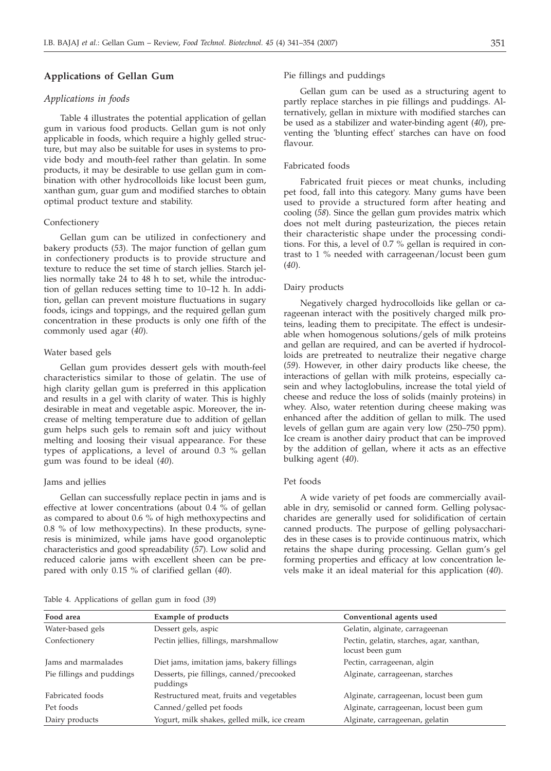## Applications of Gellan Gum

### *Applications in foods*

Table 4 illustrates the potential application of gellan gum in various food products. Gellan gum is not only applicable in foods, which require a highly gelled structure, but may also be suitable for uses in systems to provide body and mouth-feel rather than gelatin. In some products, it may be desirable to use gellan gum in combination with other hydrocolloids like locust been gum, xanthan gum, guar gum and modified starches to obtain optimal product texture and stability.

#### Confectionery

Gellan gum can be utilized in confectionery and bakery products (*53*). The major function of gellan gum in confectionery products is to provide structure and texture to reduce the set time of starch jellies. Starch jellies normally take 24 to 48 h to set, while the introduction of gellan reduces setting time to 10–12 h. In addition, gellan can prevent moisture fluctuations in sugary foods, icings and toppings, and the required gellan gum concentration in these products is only one fifth of the commonly used agar (*40*).

#### Water based gels

Gellan gum provides dessert gels with mouth-feel characteristics similar to those of gelatin. The use of high clarity gellan gum is preferred in this application and results in a gel with clarity of water. This is highly desirable in meat and vegetable aspic. Moreover, the increase of melting temperature due to addition of gellan gum helps such gels to remain soft and juicy without melting and loosing their visual appearance. For these types of applications, a level of around 0.3 % gellan gum was found to be ideal (*40*).

#### Jams and jellies

Gellan can successfully replace pectin in jams and is effective at lower concentrations (about 0.4 % of gellan as compared to about 0.6 % of high methoxypectins and 0.8 % of low methoxypectins). In these products, syneresis is minimized, while jams have good organoleptic characteristics and good spreadability (*57*). Low solid and reduced calorie jams with excellent sheen can be prepared with only 0.15 % of clarified gellan (*40*).

#### Pie fillings and puddings

Gellan gum can be used as a structuring agent to partly replace starches in pie fillings and puddings. Alternatively, gellan in mixture with modified starches can be used as a stabilizer and water-binding agent (*40*), preventing the 'blunting effect' starches can have on food flavour.

#### Fabricated foods

Fabricated fruit pieces or meat chunks, including pet food, fall into this category. Many gums have been used to provide a structured form after heating and cooling (*58*). Since the gellan gum provides matrix which does not melt during pasteurization, the pieces retain their characteristic shape under the processing conditions. For this, a level of 0.7 % gellan is required in contrast to 1 % needed with carrageenan/locust been gum (*40*).

#### Dairy products

Negatively charged hydrocolloids like gellan or carageenan interact with the positively charged milk proteins, leading them to precipitate. The effect is undesirable when homogenous solutions/gels of milk proteins and gellan are required, and can be averted if hydrocolloids are pretreated to neutralize their negative charge (*59*). However, in other dairy products like cheese, the interactions of gellan with milk proteins, especially casein and whey lactoglobulins, increase the total yield of cheese and reduce the loss of solids (mainly proteins) in whey. Also, water retention during cheese making was enhanced after the addition of gellan to milk. The used levels of gellan gum are again very low (250–750 ppm). Ice cream is another dairy product that can be improved by the addition of gellan, where it acts as an effective bulking agent (*40*).

#### Pet foods

A wide variety of pet foods are commercially available in dry, semisolid or canned form. Gelling polysaccharides are generally used for solidification of certain canned products. The purpose of gelling polysaccharides in these cases is to provide continuous matrix, which retains the shape during processing. Gellan gum's gel forming properties and efficacy at low concentration levels make it an ideal material for this application (*40*).

Table 4. Applications of gellan gum in food (*39*)

| Food area | Example of products | Conventional agents used |
|---|---|---|
| Water-based gels | Dessert gels, aspic | Gelatin, alginate, carrageenan |
| Confectionery | Pectin jellies, fillings, marshmallow | Pectin, gelatin, starches, agar, xanthan, locust been gum |
| Jams and marmalades | Diet jams, imitation jams, bakery fillings | Pectin, carrageenan, algin |
| Pie fillings and puddings | Desserts, pie fillings, canned/precooked puddings | Alginate, carrageenan, starches |
| Fabricated foods | Restructured meat, fruits and vegetables | Alginate, carrageenan, locust been gum |
| Pet foods | Canned/gelled pet foods | Alginate, carrageenan, locust been gum |
| Dairy products | Yogurt, milk shakes, gelled milk, ice cream | Alginate, carrageenan, gelatin |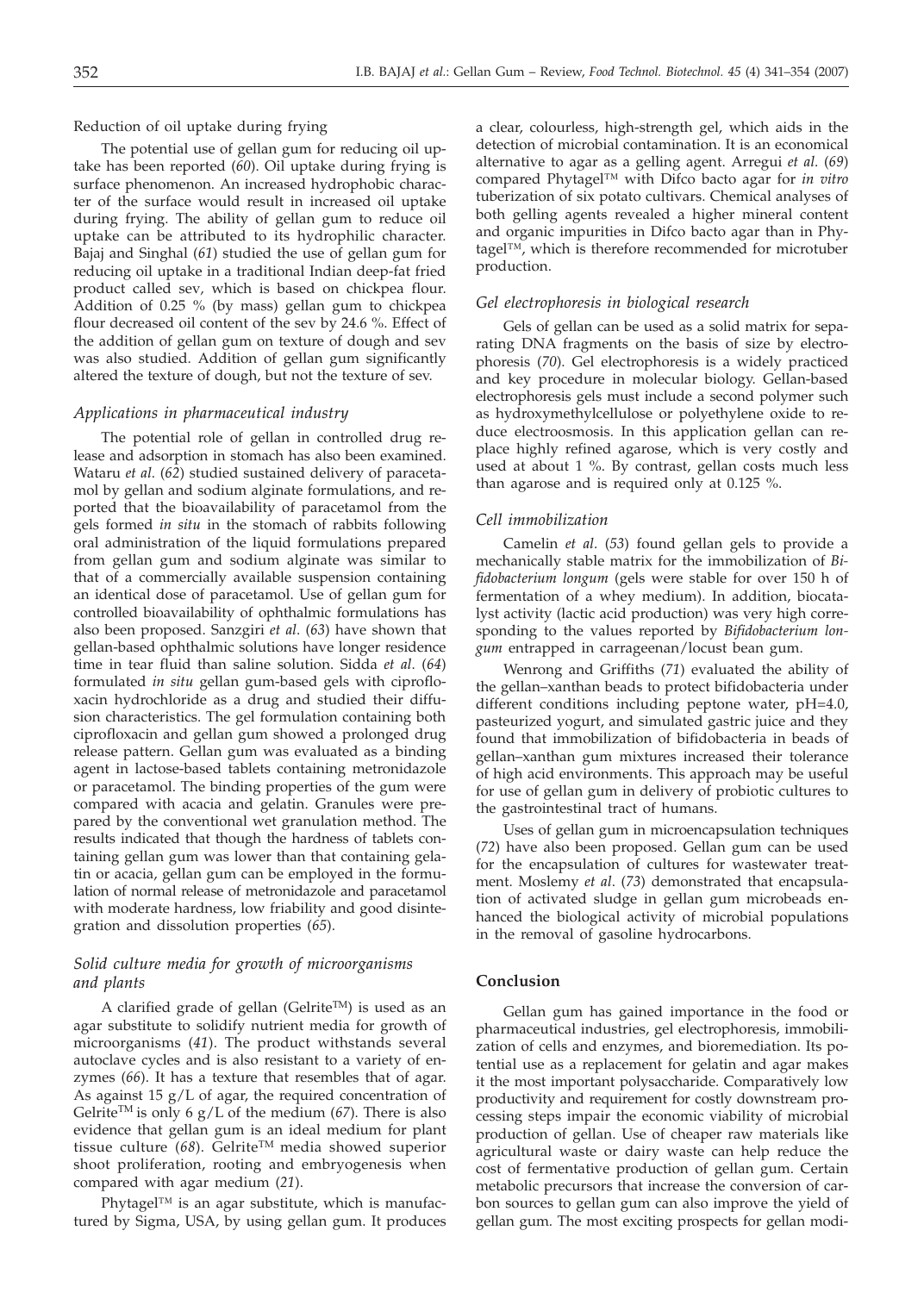Reduction of oil uptake during frying

The potential use of gellan gum for reducing oil uptake has been reported (*60*). Oil uptake during frying is surface phenomenon. An increased hydrophobic character of the surface would result in increased oil uptake during frying. The ability of gellan gum to reduce oil uptake can be attributed to its hydrophilic character. Bajaj and Singhal (*61*) studied the use of gellan gum for reducing oil uptake in a traditional Indian deep-fat fried product called sev, which is based on chickpea flour. Addition of 0.25 % (by mass) gellan gum to chickpea flour decreased oil content of the sev by 24.6 %. Effect of the addition of gellan gum on texture of dough and sev was also studied. Addition of gellan gum significantly altered the texture of dough, but not the texture of sev.

### *Applications in pharmaceutical industry*

The potential role of gellan in controlled drug release and adsorption in stomach has also been examined. Wataru *et al*. (*62*) studied sustained delivery of paracetamol by gellan and sodium alginate formulations, and reported that the bioavailability of paracetamol from the gels formed *in situ* in the stomach of rabbits following oral administration of the liquid formulations prepared from gellan gum and sodium alginate was similar to that of a commercially available suspension containing an identical dose of paracetamol. Use of gellan gum for controlled bioavailability of ophthalmic formulations has also been proposed. Sanzgiri *et al*. (*63*) have shown that gellan-based ophthalmic solutions have longer residence time in tear fluid than saline solution. Sidda *et al*. (*64*) formulated *in situ* gellan gum-based gels with ciprofloxacin hydrochloride as a drug and studied their diffusion characteristics. The gel formulation containing both ciprofloxacin and gellan gum showed a prolonged drug release pattern. Gellan gum was evaluated as a binding agent in lactose-based tablets containing metronidazole or paracetamol. The binding properties of the gum were compared with acacia and gelatin. Granules were prepared by the conventional wet granulation method. The results indicated that though the hardness of tablets containing gellan gum was lower than that containing gelatin or acacia, gellan gum can be employed in the formulation of normal release of metronidazole and paracetamol with moderate hardness, low friability and good disintegration and dissolution properties (*65*).

### *Solid culture media for growth of microorganisms and plants*

A clarified grade of gellan (Gelrite™) is used as an agar substitute to solidify nutrient media for growth of microorganisms (*41*). The product withstands several autoclave cycles and is also resistant to a variety of enzymes (*66*). It has a texture that resembles that of agar. As against 15 g/L of agar, the required concentration of Gelrite™ is only 6 g/L of the medium (*67*). There is also evidence that gellan gum is an ideal medium for plant tissue culture (*68*). Gelrite™ media showed superior shoot proliferation, rooting and embryogenesis when compared with agar medium (*21*).

Phytagel™ is an agar substitute, which is manufactured by Sigma, USA, by using gellan gum. It produces a clear, colourless, high-strength gel, which aids in the detection of microbial contamination. It is an economical alternative to agar as a gelling agent. Arregui *et al*. (*69*) compared Phytagel™ with Difco bacto agar for *in vitro* tuberization of six potato cultivars. Chemical analyses of both gelling agents revealed a higher mineral content and organic impurities in Difco bacto agar than in Phytagel™, which is therefore recommended for microtuber production.

### *Gel electrophoresis in biological research*

Gels of gellan can be used as a solid matrix for separating DNA fragments on the basis of size by electrophoresis (*70*). Gel electrophoresis is a widely practiced and key procedure in molecular biology. Gellan-based electrophoresis gels must include a second polymer such as hydroxymethylcellulose or polyethylene oxide to reduce electroosmosis. In this application gellan can replace highly refined agarose, which is very costly and used at about 1 %. By contrast, gellan costs much less than agarose and is required only at 0.125 %.

### *Cell immobilization*

Camelin *et al*. (*53*) found gellan gels to provide a mechanically stable matrix for the immobilization of *Bifidobacterium longum* (gels were stable for over 150 h of fermentation of a whey medium). In addition, biocatalyst activity (lactic acid production) was very high corresponding to the values reported by *Bifidobacterium longum* entrapped in carrageenan/locust bean gum.

Wenrong and Griffiths (*71*) evaluated the ability of the gellan–xanthan beads to protect bifidobacteria under different conditions including peptone water, pH=4.0, pasteurized yogurt, and simulated gastric juice and they found that immobilization of bifidobacteria in beads of gellan–xanthan gum mixtures increased their tolerance of high acid environments. This approach may be useful for use of gellan gum in delivery of probiotic cultures to the gastrointestinal tract of humans.

Uses of gellan gum in microencapsulation techniques (*72*) have also been proposed. Gellan gum can be used for the encapsulation of cultures for wastewater treatment. Moslemy *et al*. (*73*) demonstrated that encapsulation of activated sludge in gellan gum microbeads enhanced the biological activity of microbial populations in the removal of gasoline hydrocarbons.

## Conclusion

Gellan gum has gained importance in the food or pharmaceutical industries, gel electrophoresis, immobilization of cells and enzymes, and bioremediation. Its potential use as a replacement for gelatin and agar makes it the most important polysaccharide. Comparatively low productivity and requirement for costly downstream processing steps impair the economic viability of microbial production of gellan. Use of cheaper raw materials like agricultural waste or dairy waste can help reduce the cost of fermentative production of gellan gum. Certain metabolic precursors that increase the conversion of carbon sources to gellan gum can also improve the yield of gellan gum. The most exciting prospects for gellan modi-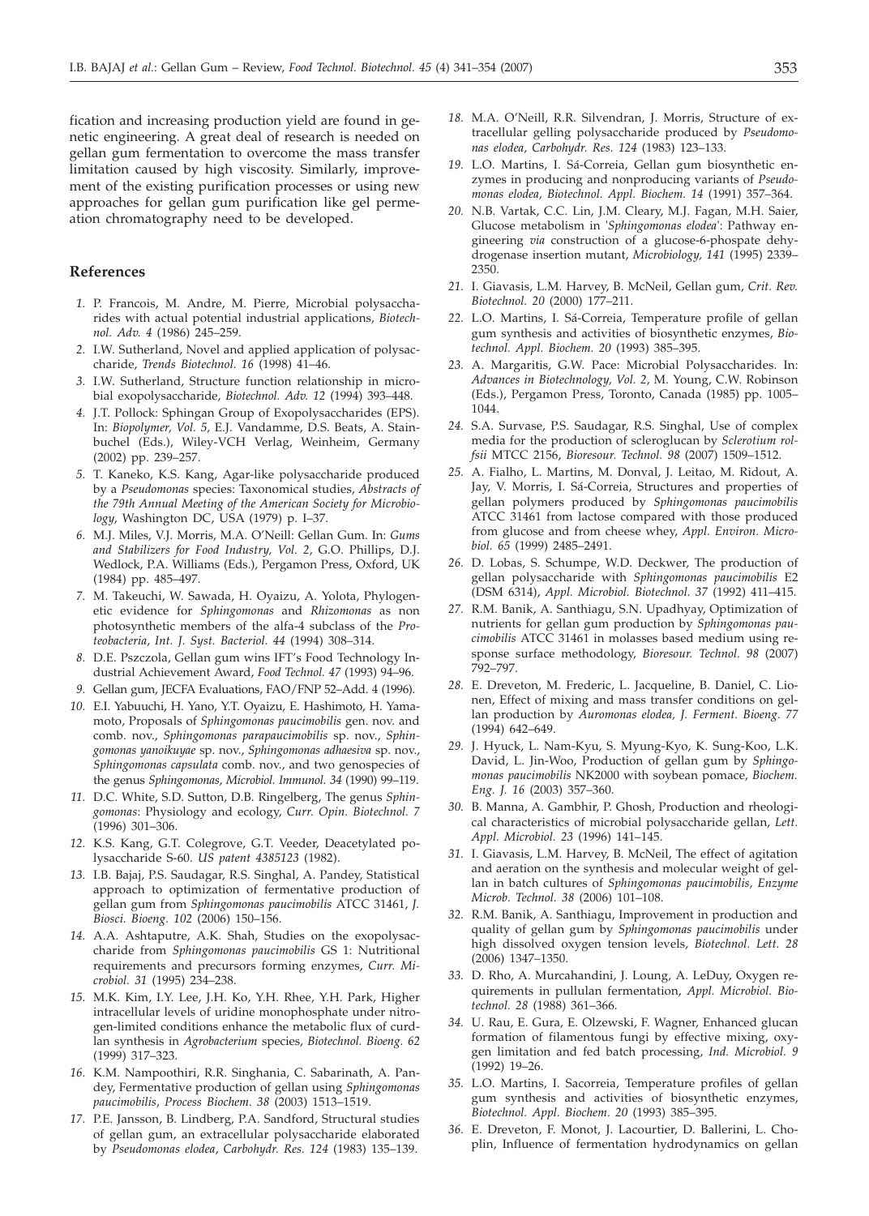fication and increasing production yield are found in genetic engineering. A great deal of research is needed on gellan gum fermentation to overcome the mass transfer limitation caused by high viscosity. Similarly, improvement of the existing purification processes or using new approaches for gellan gum purification like gel permeation chromatography need to be developed.

## References

1. P. Francois, M. Andre, M. Pierre, Microbial polysaccharides with actual potential industrial applications, *Biotechnol. Adv. 4* (1986) 245–259.
2. I.W. Sutherland, Novel and applied application of polysaccharide, *Trends Biotechnol. 16* (1998) 41–46.
3. I.W. Sutherland, Structure function relationship in microbial exopolysaccharide, *Biotechnol. Adv. 12* (1994) 393–448.
4. J.T. Pollock: Sphingan Group of Exopolysaccharides (EPS). In: *Biopolymer, Vol. 5*, E.J. Vandamme, D.S. Beats, A. Stainbuchel (Eds.), Wiley-VCH Verlag, Weinheim, Germany (2002) pp. 239–257.
5. T. Kaneko, K.S. Kang, Agar-like polysaccharide produced by a *Pseudomonas* species: Taxonomical studies, *Abstracts of the 79th Annual Meeting of the American Society for Microbiology*, Washington DC, USA (1979) p. I–37.
6. M.J. Miles, V.J. Morris, M.A. O'Neill: Gellan Gum. In: *Gums and Stabilizers for Food Industry, Vol. 2*, G.O. Phillips, D.J. Wedlock, P.A. Williams (Eds.), Pergamon Press, Oxford, UK (1984) pp. 485–497.
7. M. Takeuchi, W. Sawada, H. Oyaizu, A. Yolota, Phylogenetic evidence for *Sphingomonas* and *Rhizomonas* as non photosynthetic members of the alfa-4 subclass of the *Proteobacteria*, *Int. J. Syst. Bacteriol. 44* (1994) 308–314.
8. D.E. Pszczola, Gellan gum wins IFT's Food Technology Industrial Achievement Award, *Food Technol. 47* (1993) 94–96.
9. Gellan gum, JECFA Evaluations, FAO/FNP 52–Add. 4 (1996).
10. E.I. Yabuuchi, H. Yano, Y.T. Oyaizu, E. Hashimoto, H. Yamamoto, Proposals of *Sphingomonas paucimobilis* gen. nov. and comb. nov., *Sphingomonas parapaucimobilis* sp. nov., *Sphingomonas yanoikuyae* sp. nov., *Sphingomonas adhaesiva* sp. nov., *Sphingomonas capsulata* comb. nov., and two genospecies of the genus *Sphingomonas*, *Microbiol. Immunol. 34* (1990) 99–119.
11. D.C. White, S.D. Sutton, D.B. Ringelberg, The genus *Sphingomonas*: Physiology and ecology, *Curr. Opin. Biotechnol. 7* (1996) 301–306.
12. K.S. Kang, G.T. Colegrove, G.T. Veeder, Deacetylated polysaccharide S-60. *US patent 4385123* (1982).
13. I.B. Bajaj, P.S. Saudagar, R.S. Singhal, A. Pandey, Statistical approach to optimization of fermentative production of gellan gum from *Sphingomonas paucimobilis* ATCC 31461, *J. Biosci. Bioeng. 102* (2006) 150–156.
14. A.A. Ashtaputre, A.K. Shah, Studies on the exopolysaccharide from *Sphingomonas paucimobilis* GS 1: Nutritional requirements and precursors forming enzymes, *Curr. Microbiol. 31* (1995) 234–238.
15. M.K. Kim, I.Y. Lee, J.H. Ko, Y.H. Rhee, Y.H. Park, Higher intracellular levels of uridine monophosphate under nitrogen-limited conditions enhance the metabolic flux of curdlan synthesis in *Agrobacterium* species, *Biotechnol. Bioeng. 62* (1999) 317–323.
16. K.M. Nampoothiri, R.R. Singhania, C. Sabarinath, A. Pandey, Fermentative production of gellan using *Sphingomonas paucimobilis*, *Process Biochem. 38* (2003) 1513–1519.
17. P.E. Jansson, B. Lindberg, P.A. Sandford, Structural studies of gellan gum, an extracellular polysaccharide elaborated by *Pseudomonas elodea*, *Carbohydr. Res. 124* (1983) 135–139.
18. M.A. O'Neill, R.R. Silvendran, J. Morris, Structure of extracellular gelling polysaccharide produced by *Pseudomonas elodea*, *Carbohydr. Res. 124* (1983) 123–133.
19. L.O. Martins, I. Sá-Correia, Gellan gum biosynthetic enzymes in producing and nonproducing variants of *Pseudomonas elodea*, *Biotechnol. Appl. Biochem. 14* (1991) 357–364.
20. N.B. Vartak, C.C. Lin, J.M. Cleary, M.J. Fagan, M.H. Saier, Glucose metabolism in '*Sphingomonas elodea*': Pathway engineering *via* construction of a glucose-6-phospate dehydrogenase insertion mutant, *Microbiology, 141* (1995) 2339–2350.
21. I. Giavasis, L.M. Harvey, B. McNeil, Gellan gum, *Crit. Rev. Biotechnol. 20* (2000) 177–211.
22. L.O. Martins, I. Sá-Correia, Temperature profile of gellan gum synthesis and activities of biosynthetic enzymes, *Biotechnol. Appl. Biochem. 20* (1993) 385–395.
23. A. Margaritis, G.W. Pace: Microbial Polysaccharides. In: *Advances in Biotechnology, Vol. 2*, M. Young, C.W. Robinson (Eds.), Pergamon Press, Toronto, Canada (1985) pp. 1005–1044.
24. S.A. Survase, P.S. Saudagar, R.S. Singhal, Use of complex media for the production of scleroglucan by *Sclerotium rolfsii* MTCC 2156, *Bioresour. Technol. 98* (2007) 1509–1512.
25. A. Fialho, L. Martins, M. Donval, J. Leitao, M. Ridout, A. Jay, V. Morris, I. Sá-Correia, Structures and properties of gellan polymers produced by *Sphingomonas paucimobilis* ATCC 31461 from lactose compared with those produced from glucose and from cheese whey, *Appl. Environ. Microbiol. 65* (1999) 2485–2491.
26. D. Lobas, S. Schumpe, W.D. Deckwer, The production of gellan polysaccharide with *Sphingomonas paucimobilis* E2 (DSM 6314), *Appl. Microbiol. Biotechnol. 37* (1992) 411–415.
27. R.M. Banik, A. Santhiagu, S.N. Upadhyay, Optimization of nutrients for gellan gum production by *Sphingomonas paucimobilis* ATCC 31461 in molasses based medium using response surface methodology, *Bioresour. Technol. 98* (2007) 792–797.
28. E. Dreveton, M. Frederic, L. Jacqueline, B. Daniel, C. Lionen, Effect of mixing and mass transfer conditions on gellan production by *Auromonas elodea*, *J. Ferment. Bioeng. 77* (1994) 642–649.
29. J. Hyuck, L. Nam-Kyu, S. Myung-Kyo, K. Sung-Koo, L.K. David, L. Jin-Woo, Production of gellan gum by *Sphingomonas paucimobilis* NK2000 with soybean pomace, *Biochem. Eng. J. 16* (2003) 357–360.
30. B. Manna, A. Gambhir, P. Ghosh, Production and rheological characteristics of microbial polysaccharide gellan, *Lett. Appl. Microbiol. 23* (1996) 141–145.
31. I. Giavasis, L.M. Harvey, B. McNeil, The effect of agitation and aeration on the synthesis and molecular weight of gellan in batch cultures of *Sphingomonas paucimobilis*, *Enzyme Microb. Technol. 38* (2006) 101–108.
32. R.M. Banik, A. Santhiagu, Improvement in production and quality of gellan gum by *Sphingomonas paucimobilis* under high dissolved oxygen tension levels, *Biotechnol. Lett. 28* (2006) 1347–1350.
33. D. Rho, A. Murcahandini, J. Loung, A. LeDuy, Oxygen requirements in pullulan fermentation, *Appl. Microbiol. Biotechnol. 28* (1988) 361–366.
34. U. Rau, E. Gura, E. Olzewski, F. Wagner, Enhanced glucan formation of filamentous fungi by effective mixing, oxygen limitation and fed batch processing, *Ind. Microbiol. 9* (1992) 19–26.
35. L.O. Martins, I. Sacorreia, Temperature profiles of gellan gum synthesis and activities of biosynthetic enzymes, *Biotechnol. Appl. Biochem. 20* (1993) 385–395.
36. E. Dreveton, F. Monot, J. Lacourtier, D. Ballerini, L. Choplin, Influence of fermentation hydrodynamics on gellan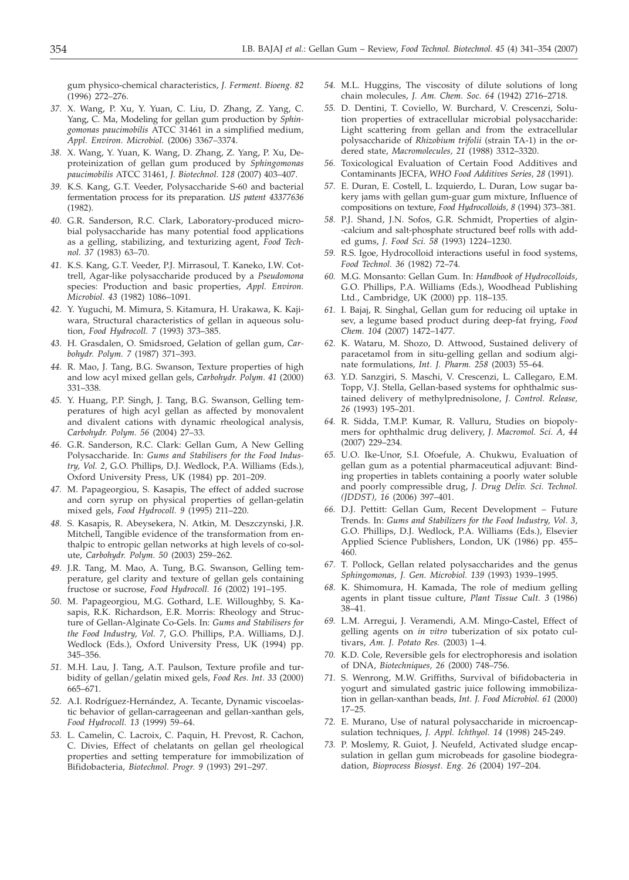gum physico-chemical characteristics, *J. Ferment. Bioeng. 82* (1996) 272–276.

*37.* X. Wang, P. Xu, Y. Yuan, C. Liu, D. Zhang, Z. Yang, C. Yang, C. Ma, Modeling for gellan gum production by *Sphingomonas paucimobilis* ATCC 31461 in a simplified medium, *Appl. Environ. Microbiol.* (2006) 3367–3374.

*38.* X. Wang, Y. Yuan, K. Wang, D. Zhang, Z. Yang, P. Xu, Deproteinization of gellan gum produced by *Sphingomonas paucimobilis* ATCC 31461, *J. Biotechnol. 128* (2007) 403–407.

*39.* K.S. Kang, G.T. Veeder, Polysaccharide S-60 and bacterial fermentation process for its preparation. *US patent 43377636* (1982).

*40.* G.R. Sanderson, R.C. Clark, Laboratory-produced microbial polysaccharide has many potential food applications as a gelling, stabilizing, and texturizing agent, *Food Technol. 37* (1983) 63–70.

*41.* K.S. Kang, G.T. Veeder, P.J. Mirrasoul, T. Kaneko, I.W. Cottrell, Agar-like polysaccharide produced by a *Pseudomona* species: Production and basic properties, *Appl. Environ. Microbiol. 43* (1982) 1086–1091.

*42.* Y. Yuguchi, M. Mimura, S. Kitamura, H. Urakawa, K. Kajiwara, Structural characteristics of gellan in aqueous solution, *Food Hydrocoll. 7* (1993) 373–385.

*43.* H. Grasdalen, O. Smidsroed, Gelation of gellan gum, *Carbohydr. Polym. 7* (1987) 371–393.

*44.* R. Mao, J. Tang, B.G. Swanson, Texture properties of high and low acyl mixed gellan gels, *Carbohydr. Polym. 41* (2000) 331–338.

*45.* Y. Huang, P.P. Singh, J. Tang, B.G. Swanson, Gelling temperatures of high acyl gellan as affected by monovalent and divalent cations with dynamic rheological analysis, *Carbohydr. Polym. 56* (2004) 27–33.

*46.* G.R. Sanderson, R.C. Clark: Gellan Gum, A New Gelling Polysaccharide. In: *Gums and Stabilisers for the Food Industry, Vol. 2*, G.O. Phillips, D.J. Wedlock, P.A. Williams (Eds.), Oxford University Press, UK (1984) pp. 201–209.

*47.* M. Papageorgiou, S. Kasapis, The effect of added sucrose and corn syrup on physical properties of gellan-gelatin mixed gels, *Food Hydrocoll. 9* (1995) 211–220.

*48.* S. Kasapis, R. Abeysekera, N. Atkin, M. Deszczynski, J.R. Mitchell, Tangible evidence of the transformation from enthalpic to entropic gellan networks at high levels of co-solute, *Carbohydr. Polym. 50* (2003) 259–262.

*49.* J.R. Tang, M. Mao, A. Tung, B.G. Swanson, Gelling temperature, gel clarity and texture of gellan gels containing fructose or sucrose, *Food Hydrocoll. 16* (2002) 191–195.

*50.* M. Papageorgiou, M.G. Gothard, L.E. Willoughby, S. Kasapis, R.K. Richardson, E.R. Morris: Rheology and Structure of Gellan-Alginate Co-Gels. In: *Gums and Stabilisers for the Food Industry, Vol. 7*, G.O. Phillips, P.A. Williams, D.J. Wedlock (Eds.), Oxford University Press, UK (1994) pp. 345–356.

*51.* M.H. Lau, J. Tang, A.T. Paulson, Texture profile and turbidity of gellan/gelatin mixed gels, *Food Res. Int. 33* (2000) 665–671.

*52.* A.I. Rodríguez-Hernández, A. Tecante, Dynamic viscoelastic behavior of gellan-carrageenan and gellan-xanthan gels, *Food Hydrocoll. 13* (1999) 59–64.

*53.* L. Camelin, C. Lacroix, C. Paquin, H. Prevost, R. Cachon, C. Divies, Effect of chelatants on gellan gel rheological properties and setting temperature for immobilization of Bifidobacteria, *Biotechnol. Progr. 9* (1993) 291–297.

*54.* M.L. Huggins, The viscosity of dilute solutions of long chain molecules, *J. Am. Chem. Soc. 64* (1942) 2716–2718.

*55.* D. Dentini, T. Coviello, W. Burchard, V. Crescenzi, Solution properties of extracellular microbial polysaccharide: Light scattering from gellan and from the extracellular polysaccharide of *Rhizobium trifolii* (strain TA-1) in the ordered state, *Macromolecules, 21* (1988) 3312–3320.

*56.* Toxicological Evaluation of Certain Food Additives and Contaminants JECFA, *WHO Food Additives Series, 28* (1991).

*57.* E. Duran, E. Costell, L. Izquierdo, L. Duran, Low sugar bakery jams with gellan gum-guar gum mixture, Influence of compositions on texture, *Food Hydrocolloids, 8* (1994) 373–381.

*58.* P.J. Shand, J.N. Sofos, G.R. Schmidt, Properties of algin-calcium and salt-phosphate structured beef rolls with added gums, *J. Food Sci. 58* (1993) 1224–1230.

*59.* R.S. Igoe, Hydrocolloid interactions useful in food systems, *Food Technol. 36* (1982) 72–74.

*60.* M.G. Monsanto: Gellan Gum. In: *Handbook of Hydrocolloids*, G.O. Phillips, P.A. Williams (Eds.), Woodhead Publishing Ltd., Cambridge, UK (2000) pp. 118–135.

*61.* I. Bajaj, R. Singhal, Gellan gum for reducing oil uptake in sev, a legume based product during deep-fat frying, *Food Chem. 104* (2007) 1472–1477.

*62.* K. Wataru, M. Shozo, D. Attwood, Sustained delivery of paracetamol from in situ-gelling gellan and sodium alginate formulations, *Int. J. Pharm. 258* (2003) 55–64.

*63.* Y.D. Sanzgiri, S. Maschi, V. Crescenzi, L. Callegaro, E.M. Topp, V.J. Stella, Gellan-based systems for ophthalmic sustained delivery of methylprednisolone, *J. Control. Release, 26* (1993) 195–201.

*64.* R. Sidda, T.M.P. Kumar, R. Valluru, Studies on biopolymers for ophthalmic drug delivery, *J. Macromol. Sci. A, 44* (2007) 229–234.

*65.* U.O. Ike-Unor, S.I. Ofoefule, A. Chukwu, Evaluation of gellan gum as a potential pharmaceutical adjuvant: Binding properties in tablets containing a poorly water soluble and poorly compressible drug, *J. Drug Deliv. Sci. Technol. (JDDST), 16* (2006) 397–401.

*66.* D.J. Pettitt: Gellan Gum, Recent Development – Future Trends. In: *Gums and Stabilizers for the Food Industry, Vol. 3*, G.O. Phillips, D.J. Wedlock, P.A. Williams (Eds.), Elsevier Applied Science Publishers, London, UK (1986) pp. 455–460.

*67.* T. Pollock, Gellan related polysaccharides and the genus *Sphingomonas*, *J. Gen. Microbiol. 139* (1993) 1939–1995.

*68.* K. Shimomura, H. Kamada, The role of medium gelling agents in plant tissue culture, *Plant Tissue Cult. 3* (1986) 38–41.

*69.* L.M. Arregui, J. Veramendi, A.M. Mingo-Castel, Effect of gelling agents on *in vitro* tuberization of six potato cultivars, *Am. J. Potato Res.* (2003) 1–4.

*70.* K.D. Cole, Reversible gels for electrophoresis and isolation of DNA, *Biotechniques, 26* (2000) 748–756.

*71.* S. Wenrong, M.W. Griffiths, Survival of bifidobacteria in yogurt and simulated gastric juice following immobilization in gellan-xanthan beads, *Int. J. Food Microbiol. 61* (2000) 17–25.

*72.* E. Murano, Use of natural polysaccharide in microencapsulation techniques, *J. Appl. Ichthyol. 14* (1998) 245-249.

*73.* P. Moslemy, R. Guiot, J. Neufeld, Activated sludge encapsulation in gellan gum microbeads for gasoline biodegradation, *Bioprocess Biosyst. Eng. 26* (2004) 197–204.